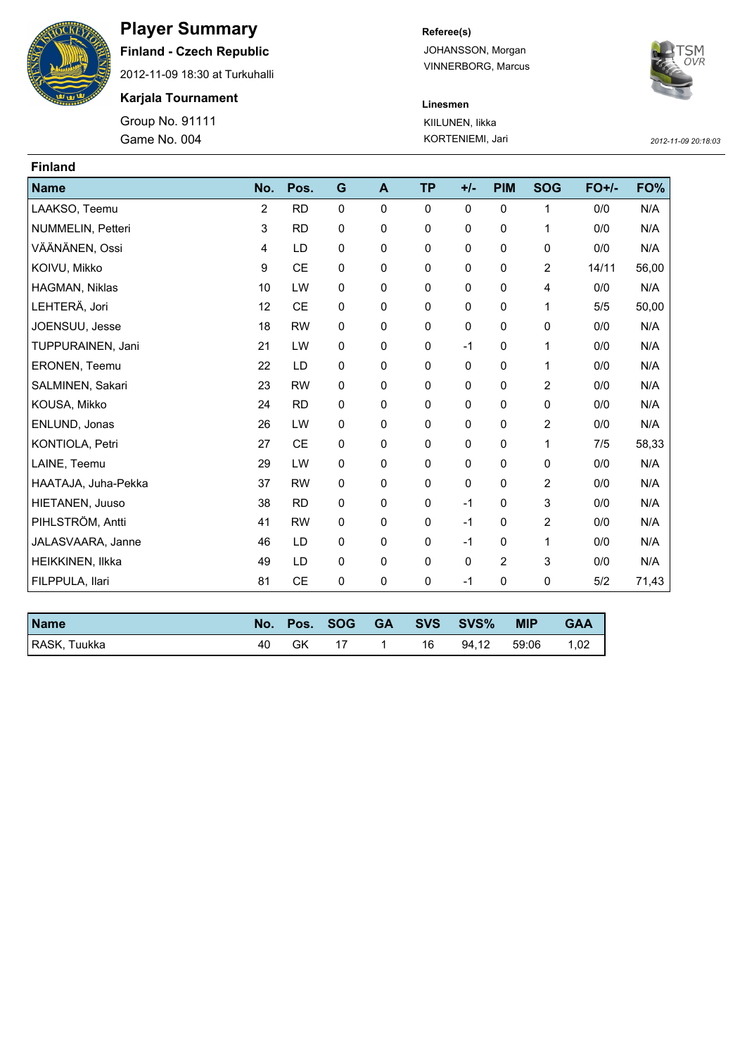# Player Summary

**Finland - Czech Republic**

2012-11-09 18:30 at Turkuhalli

**Karjala Tournament**

Group No. 91111

Game No. 004

**Referee(s)**

JOHANSSON, Morgan

VINNERBORG, Marcus

**Linesmen**

KIILUNEN, Iikka

KORTENIEMI, Jari

*2012-11-09 20:18:03*

## Finland

| Name | No. | Pos. | G | A | TP | +/- | PIM | SOG | FO+/- | FO% |
|---|---|---|---|---|---|---|---|---|---|---|
| LAAKSO, Teemu | 2 | RD | 0 | 0 | 0 | 0 | 0 | 1 | 0/0 | N/A |
| NUMMELIN, Petteri | 3 | RD | 0 | 0 | 0 | 0 | 0 | 1 | 0/0 | N/A |
| VÄÄNÄNEN, Ossi | 4 | LD | 0 | 0 | 0 | 0 | 0 | 0 | 0/0 | N/A |
| KOIVU, Mikko | 9 | CE | 0 | 0 | 0 | 0 | 0 | 2 | 14/11 | 56,00 |
| HAGMAN, Niklas | 10 | LW | 0 | 0 | 0 | 0 | 0 | 4 | 0/0 | N/A |
| LEHTERÄ, Jori | 12 | CE | 0 | 0 | 0 | 0 | 0 | 1 | 5/5 | 50,00 |
| JOENSUU, Jesse | 18 | RW | 0 | 0 | 0 | 0 | 0 | 0 | 0/0 | N/A |
| TUPPURAINEN, Jani | 21 | LW | 0 | 0 | 0 | -1 | 0 | 1 | 0/0 | N/A |
| ERONEN, Teemu | 22 | LD | 0 | 0 | 0 | 0 | 0 | 1 | 0/0 | N/A |
| SALMINEN, Sakari | 23 | RW | 0 | 0 | 0 | 0 | 0 | 2 | 0/0 | N/A |
| KOUSA, Mikko | 24 | RD | 0 | 0 | 0 | 0 | 0 | 0 | 0/0 | N/A |
| ENLUND, Jonas | 26 | LW | 0 | 0 | 0 | 0 | 0 | 2 | 0/0 | N/A |
| KONTIOLA, Petri | 27 | CE | 0 | 0 | 0 | 0 | 0 | 1 | 7/5 | 58,33 |
| LAINE, Teemu | 29 | LW | 0 | 0 | 0 | 0 | 0 | 0 | 0/0 | N/A |
| HAATAJA, Juha-Pekka | 37 | RW | 0 | 0 | 0 | 0 | 0 | 2 | 0/0 | N/A |
| HIETANEN, Juuso | 38 | RD | 0 | 0 | 0 | -1 | 0 | 3 | 0/0 | N/A |
| PIHLSTRÖM, Antti | 41 | RW | 0 | 0 | 0 | -1 | 0 | 2 | 0/0 | N/A |
| JALASVAARA, Janne | 46 | LD | 0 | 0 | 0 | -1 | 0 | 1 | 0/0 | N/A |
| HEIKKINEN, Ilkka | 49 | LD | 0 | 0 | 0 | 0 | 2 | 3 | 0/0 | N/A |
| FILPPULA, Ilari | 81 | CE | 0 | 0 | 0 | -1 | 0 | 0 | 5/2 | 71,43 |

| Name | No. | Pos. | SOG | GA | SVS | SVS% | MIP | GAA |
|---|---|---|---|---|---|---|---|---|
| RASK, Tuukka | 40 | GK | 17 | 1 | 16 | 94,12 | 59:06 | 1,02 |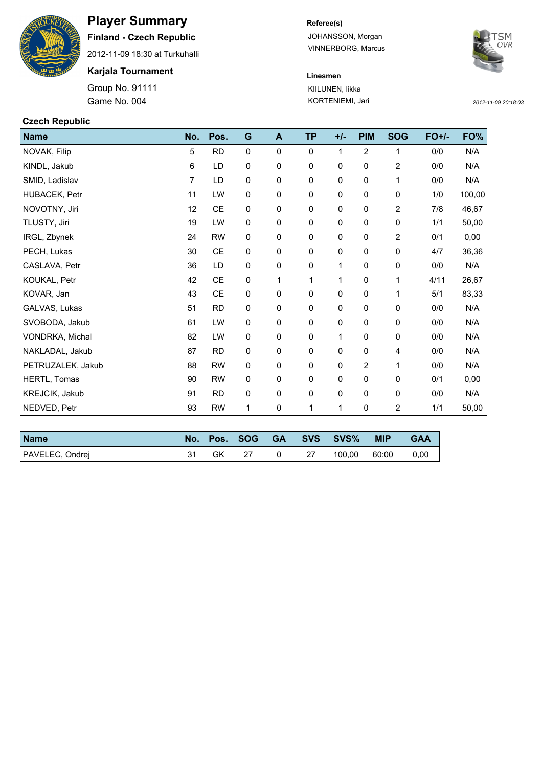# Player Summary

**Finland - Czech Republic**

2012-11-09 18:30 at Turkuhalli

**Karjala Tournament**

Group No. 91111

Game No. 004

**Referee(s)**

JOHANSSON, Morgan

VINNERBORG, Marcus

**Linesmen**

KIILUNEN, Iikka

KORTENIEMI, Jari

*2012-11-09 20:18:03*

## Czech Republic

| Name | No. | Pos. | G | A | TP | +/- | PIM | SOG | FO+/- | FO% |
|---|---|---|---|---|---|---|---|---|---|---|
| NOVAK, Filip | 5 | RD | 0 | 0 | 0 | 1 | 2 | 1 | 0/0 | N/A |
| KINDL, Jakub | 6 | LD | 0 | 0 | 0 | 0 | 0 | 2 | 0/0 | N/A |
| SMID, Ladislav | 7 | LD | 0 | 0 | 0 | 0 | 0 | 1 | 0/0 | N/A |
| HUBACEK, Petr | 11 | LW | 0 | 0 | 0 | 0 | 0 | 0 | 1/0 | 100,00 |
| NOVOTNY, Jiri | 12 | CE | 0 | 0 | 0 | 0 | 0 | 2 | 7/8 | 46,67 |
| TLUSTY, Jiri | 19 | LW | 0 | 0 | 0 | 0 | 0 | 0 | 1/1 | 50,00 |
| IRGL, Zbynek | 24 | RW | 0 | 0 | 0 | 0 | 0 | 2 | 0/1 | 0,00 |
| PECH, Lukas | 30 | CE | 0 | 0 | 0 | 0 | 0 | 0 | 4/7 | 36,36 |
| CASLAVA, Petr | 36 | LD | 0 | 0 | 0 | 1 | 0 | 0 | 0/0 | N/A |
| KOUKAL, Petr | 42 | CE | 0 | 1 | 1 | 1 | 0 | 1 | 4/11 | 26,67 |
| KOVAR, Jan | 43 | CE | 0 | 0 | 0 | 0 | 0 | 1 | 5/1 | 83,33 |
| GALVAS, Lukas | 51 | RD | 0 | 0 | 0 | 0 | 0 | 0 | 0/0 | N/A |
| SVOBODA, Jakub | 61 | LW | 0 | 0 | 0 | 0 | 0 | 0 | 0/0 | N/A |
| VONDRKA, Michal | 82 | LW | 0 | 0 | 0 | 1 | 0 | 0 | 0/0 | N/A |
| NAKLADAL, Jakub | 87 | RD | 0 | 0 | 0 | 0 | 0 | 4 | 0/0 | N/A |
| PETRUZALEK, Jakub | 88 | RW | 0 | 0 | 0 | 0 | 2 | 1 | 0/0 | N/A |
| HERTL, Tomas | 90 | RW | 0 | 0 | 0 | 0 | 0 | 0 | 0/1 | 0,00 |
| KREJCIK, Jakub | 91 | RD | 0 | 0 | 0 | 0 | 0 | 0 | 0/0 | N/A |
| NEDVED, Petr | 93 | RW | 1 | 0 | 1 | 1 | 0 | 2 | 1/1 | 50,00 |

| Name | No. | Pos. | SOG | GA | SVS | SVS% | MIP | GAA |
|---|---|---|---|---|---|---|---|---|
| PAVELEC, Ondrej | 31 | GK | 27 | 0 | 27 | 100,00 | 60:00 | 0,00 |